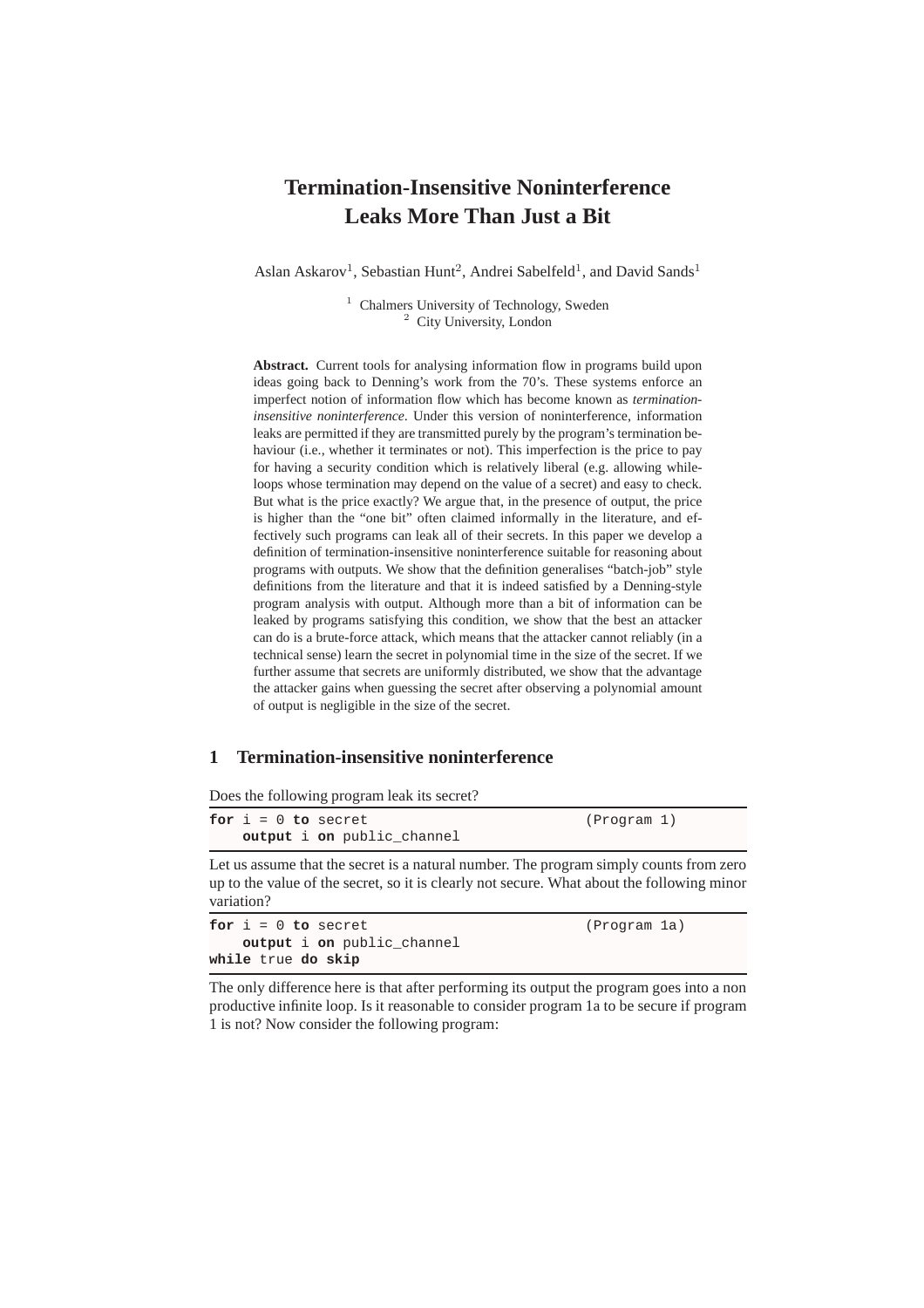# Termination-Insensitive Noninterference Leaks More Than Just a Bit

Aslan Askarov[1], Sebastian Hunt[2], Andrei Sabelfeld[1], and David Sands[1]

[1] Chalmers University of Technology, Sweden
[2] City University, London

**Abstract.** Current tools for analysing information flow in programs build upon ideas going back to Denning's work from the 70's. These systems enforce an imperfect notion of information flow which has become known as *termination-insensitive noninterference*. Under this version of noninterference, information leaks are permitted if they are transmitted purely by the program's termination behaviour (i.e., whether it terminates or not). This imperfection is the price to pay for having a security condition which is relatively liberal (e.g. allowing while-loops whose termination may depend on the value of a secret) and easy to check. But what is the price exactly? We argue that, in the presence of output, the price is higher than the "one bit" often claimed informally in the literature, and effectively such programs can leak all of their secrets. In this paper we develop a definition of termination-insensitive noninterference suitable for reasoning about programs with outputs. We show that the definition generalises "batch-job" style definitions from the literature and that it is indeed satisfied by a Denning-style program analysis with output. Although more than a bit of information can be leaked by programs satisfying this condition, we show that the best an attacker can do is a brute-force attack, which means that the attacker cannot reliably (in a technical sense) learn the secret in polynomial time in the size of the secret. If we further assume that secrets are uniformly distributed, we show that the advantage the attacker gains when guessing the secret after observing a polynomial amount of output is negligible in the size of the secret.

## 1 Termination-insensitive noninterference

Does the following program leak its secret?

```
for i = 0 to secret                                (Program 1)
    output i on public_channel
```

Let us assume that the secret is a natural number. The program simply counts from zero up to the value of the secret, so it is clearly not secure. What about the following minor variation?

```
for i = 0 to secret                                (Program 1a)
    output i on public_channel
while true do skip
```

The only difference here is that after performing its output the program goes into a non productive infinite loop. Is it reasonable to consider program 1a to be secure if program 1 is not? Now consider the following program: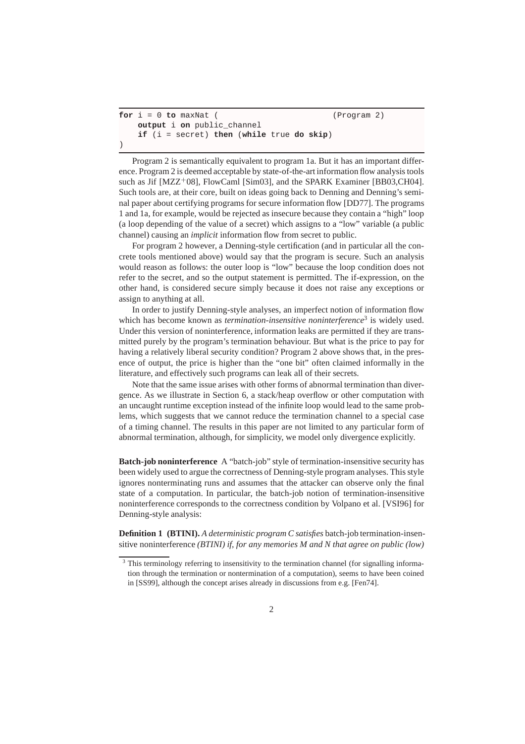```
for i = 0 to maxNat (                              (Program 2)
    output i on public_channel
    if (i = secret) then (while true do skip)
)
```

Program 2 is semantically equivalent to program 1a. But it has an important difference. Program 2 is deemed acceptable by state-of-the-art information flow analysis tools such as Jif [MZZ+08], FlowCaml [Sim03], and the SPARK Examiner [BB03,CH04]. Such tools are, at their core, built on ideas going back to Denning and Denning's seminal paper about certifying programs for secure information flow [DD77]. The programs 1 and 1a, for example, would be rejected as insecure because they contain a "high" loop (a loop depending of the value of a secret) which assigns to a "low" variable (a public channel) causing an *implicit* information flow from secret to public.

For program 2 however, a Denning-style certification (and in particular all the concrete tools mentioned above) would say that the program is secure. Such an analysis would reason as follows: the outer loop is "low" because the loop condition does not refer to the secret, and so the output statement is permitted. The if-expression, on the other hand, is considered secure simply because it does not raise any exceptions or assign to anything at all.

In order to justify Denning-style analyses, an imperfect notion of information flow which has become known as *termination-insensitive noninterference*[3] is widely used. Under this version of noninterference, information leaks are permitted if they are transmitted purely by the program's termination behaviour. But what is the price to pay for having a relatively liberal security condition? Program 2 above shows that, in the presence of output, the price is higher than the "one bit" often claimed informally in the literature, and effectively such programs can leak all of their secrets.

Note that the same issue arises with other forms of abnormal termination than divergence. As we illustrate in Section 6, a stack/heap overflow or other computation with an uncaught runtime exception instead of the infinite loop would lead to the same problems, which suggests that we cannot reduce the termination channel to a special case of a timing channel. The results in this paper are not limited to any particular form of abnormal termination, although, for simplicity, we model only divergence explicitly.

**Batch-job noninterference** A "batch-job" style of termination-insensitive security has been widely used to argue the correctness of Denning-style program analyses. This style ignores nonterminating runs and assumes that the attacker can observe only the final state of a computation. In particular, the batch-job notion of termination-insensitive noninterference corresponds to the correctness condition by Volpano et al. [VSI96] for Denning-style analysis:

**Definition 1 (BTINI).** *A deterministic program $C$ satisfies* batch-job termination-insensitive noninterference *(BTINI) if, for any memories $M$ and $N$ that agree on public (low)*

[3] This terminology referring to insensitivity to the termination channel (for signalling information through the termination or nontermination of a computation), seems to have been coined in [SS99], although the concept arises already in discussions from e.g. [Fen74].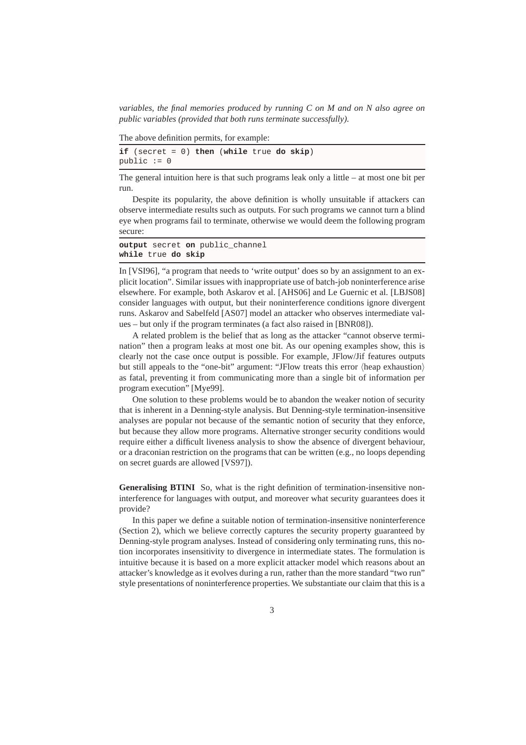*variables, the final memories produced by running C on M and on N also agree on public variables (provided that both runs terminate successfully).*

The above definition permits, for example:

```
if (secret = 0) then (while true do skip)
public := 0
```

The general intuition here is that such programs leak only a little – at most one bit per run.

Despite its popularity, the above definition is wholly unsuitable if attackers can observe intermediate results such as outputs. For such programs we cannot turn a blind eye when programs fail to terminate, otherwise we would deem the following program secure:

```
output secret on public_channel
while true do skip
```

In [VSI96], "a program that needs to 'write output' does so by an assignment to an explicit location". Similar issues with inappropriate use of batch-job noninterference arise elsewhere. For example, both Askarov et al. [AHS06] and Le Guernic et al. [LBJS08] consider languages with output, but their noninterference conditions ignore divergent runs. Askarov and Sabelfeld [AS07] model an attacker who observes intermediate values – but only if the program terminates (a fact also raised in [BNR08]).

A related problem is the belief that as long as the attacker "cannot observe termination" then a program leaks at most one bit. As our opening examples show, this is clearly not the case once output is possible. For example, JFlow/Jif features outputs but still appeals to the "one-bit" argument: "JFlow treats this error ⟨heap exhaustion⟩ as fatal, preventing it from communicating more than a single bit of information per program execution" [Mye99].

One solution to these problems would be to abandon the weaker notion of security that is inherent in a Denning-style analysis. But Denning-style termination-insensitive analyses are popular not because of the semantic notion of security that they enforce, but because they allow more programs. Alternative stronger security conditions would require either a difficult liveness analysis to show the absence of divergent behaviour, or a draconian restriction on the programs that can be written (e.g., no loops depending on secret guards are allowed [VS97]).

**Generalising BTINI** So, what is the right definition of termination-insensitive noninterference for languages with output, and moreover what security guarantees does it provide?

In this paper we define a suitable notion of termination-insensitive noninterference (Section 2), which we believe correctly captures the security property guaranteed by Denning-style program analyses. Instead of considering only terminating runs, this notion incorporates insensitivity to divergence in intermediate states. The formulation is intuitive because it is based on a more explicit attacker model which reasons about an attacker's knowledge as it evolves during a run, rather than the more standard "two run" style presentations of noninterference properties. We substantiate our claim that this is a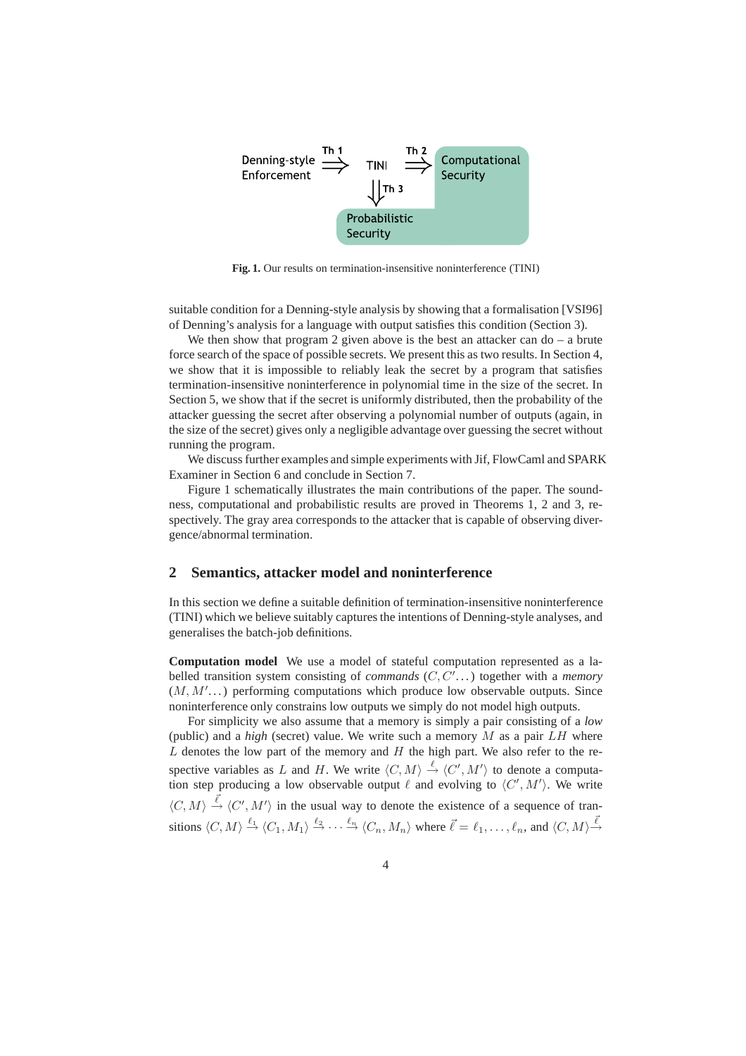**Fig. 1.** Our results on termination-insensitive noninterference (TINI)

suitable condition for a Denning-style analysis by showing that a formalisation [VSI96] of Denning's analysis for a language with output satisfies this condition (Section 3).

We then show that program 2 given above is the best an attacker can do – a brute force search of the space of possible secrets. We present this as two results. In Section 4, we show that it is impossible to reliably leak the secret by a program that satisfies termination-insensitive noninterference in polynomial time in the size of the secret. In Section 5, we show that if the secret is uniformly distributed, then the probability of the attacker guessing the secret after observing a polynomial number of outputs (again, in the size of the secret) gives only a negligible advantage over guessing the secret without running the program.

We discuss further examples and simple experiments with Jif, FlowCaml and SPARK Examiner in Section 6 and conclude in Section 7.

Figure 1 schematically illustrates the main contributions of the paper. The soundness, computational and probabilistic results are proved in Theorems 1, 2 and 3, respectively. The gray area corresponds to the attacker that is capable of observing divergence/abnormal termination.

## 2 Semantics, attacker model and noninterference

In this section we define a suitable definition of termination-insensitive noninterference (TINI) which we believe suitably captures the intentions of Denning-style analyses, and generalises the batch-job definitions.

**Computation model** We use a model of stateful computation represented as a labelled transition system consisting of *commands* ($C, C' \ldots$) together with a *memory* ($M, M' \ldots$) performing computations which produce low observable outputs. Since noninterference only constrains low outputs we simply do not model high outputs.

For simplicity we also assume that a memory is simply a pair consisting of a *low* (public) and a *high* (secret) value. We write such a memory $M$ as a pair $LH$ where $L$ denotes the low part of the memory and $H$ the high part. We also refer to the respective variables as $L$ and $H$. We write $\langle C, M\rangle \xrightarrow{\ell} \langle C', M'\rangle$ to denote a computation step producing a low observable output $\ell$ and evolving to $\langle C', M'\rangle$. We write $\langle C, M\rangle \xrightarrow{\vec{\ell}} \langle C', M'\rangle$ in the usual way to denote the existence of a sequence of transitions $\langle C, M\rangle \xrightarrow{\ell_1} \langle C_1, M_1\rangle \xrightarrow{\ell_2} \cdots \xrightarrow{\ell_n} \langle C_n, M_n\rangle$ where $\vec{\ell} = \ell_1, \ldots, \ell_n$, and $\langle C, M\rangle \xrightarrow{\vec{\ell}}$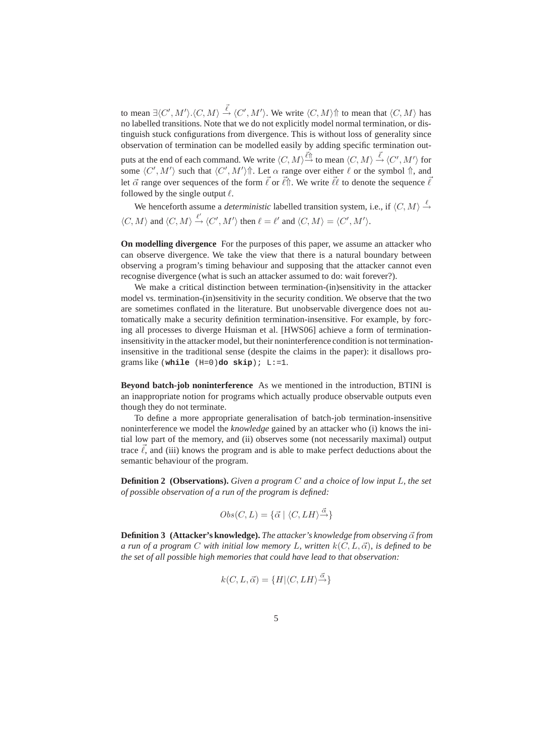to mean $\exists \langle C', M' \rangle . \langle C, M \rangle \xrightarrow{\vec{\ell}} \langle C', M' \rangle$. We write $\langle C, M \rangle \Uparrow$ to mean that $\langle C, M \rangle$ has no labelled transitions. Note that we do not explicitly model normal termination, or distinguish stuck configurations from divergence. This is without loss of generality since observation of termination can be modelled easily by adding specific termination outputs at the end of each command. We write $\langle C, M \rangle \xrightarrow{\vec{\ell}\Uparrow}$ to mean $\langle C, M \rangle \xrightarrow{\vec{\ell}} \langle C', M' \rangle$ for some $\langle C', M' \rangle$ such that $\langle C', M' \rangle \Uparrow$. Let $\alpha$ range over either $\ell$ or the symbol $\Uparrow$, and let $\vec{\alpha}$ range over sequences of the form $\vec{\ell}$ or $\vec{\ell}\Uparrow$. We write $\vec{\ell}\ell$ to denote the sequence $\vec{\ell}$ followed by the single output $\ell$.

We henceforth assume a *deterministic* labelled transition system, i.e., if $\langle C, M \rangle \xrightarrow{\ell} \langle C, M \rangle$ and $\langle C, M \rangle \xrightarrow{\ell'} \langle C', M' \rangle$ then $\ell = \ell'$ and $\langle C, M \rangle = \langle C', M' \rangle$.

**On modelling divergence** For the purposes of this paper, we assume an attacker who can observe divergence. We take the view that there is a natural boundary between observing a program's timing behaviour and supposing that the attacker cannot even recognise divergence (what is such an attacker assumed to do: wait forever?).

We make a critical distinction between termination-(in)sensitivity in the attacker model vs. termination-(in)sensitivity in the security condition. We observe that the two are sometimes conflated in the literature. But unobservable divergence does not automatically make a security definition termination-insensitive. For example, by forcing all processes to diverge Huisman et al. [HWS06] achieve a form of termination-insensitivity in the attacker model, but their noninterference condition is not termination-insensitive in the traditional sense (despite the claims in the paper): it disallows programs like `(while (H=0)do skip); L:=1`.

**Beyond batch-job noninterference** As we mentioned in the introduction, BTINI is an inappropriate notion for programs which actually produce observable outputs even though they do not terminate.

To define a more appropriate generalisation of batch-job termination-insensitive noninterference we model the *knowledge* gained by an attacker who (i) knows the initial low part of the memory, and (ii) observes some (not necessarily maximal) output trace $\vec{\ell}$, and (iii) knows the program and is able to make perfect deductions about the semantic behaviour of the program.

**Definition 2 (Observations).** *Given a program $C$ and a choice of low input $L$, the set of possible observation of a run of the program is defined:*

$$Obs(C, L) = \{\vec{\alpha} \mid \langle C, LH \rangle \xrightarrow{\vec{\alpha}}\}$$

**Definition 3 (Attacker's knowledge).** *The attacker's knowledge from observing $\vec{\alpha}$ from a run of a program $C$ with initial low memory $L$, written $k(C, L, \vec{\alpha})$, is defined to be the set of all possible high memories that could have lead to that observation:*

$$k(C, L, \vec{\alpha}) = \{H | \langle C, LH \rangle \xrightarrow{\vec{\alpha}}\}$$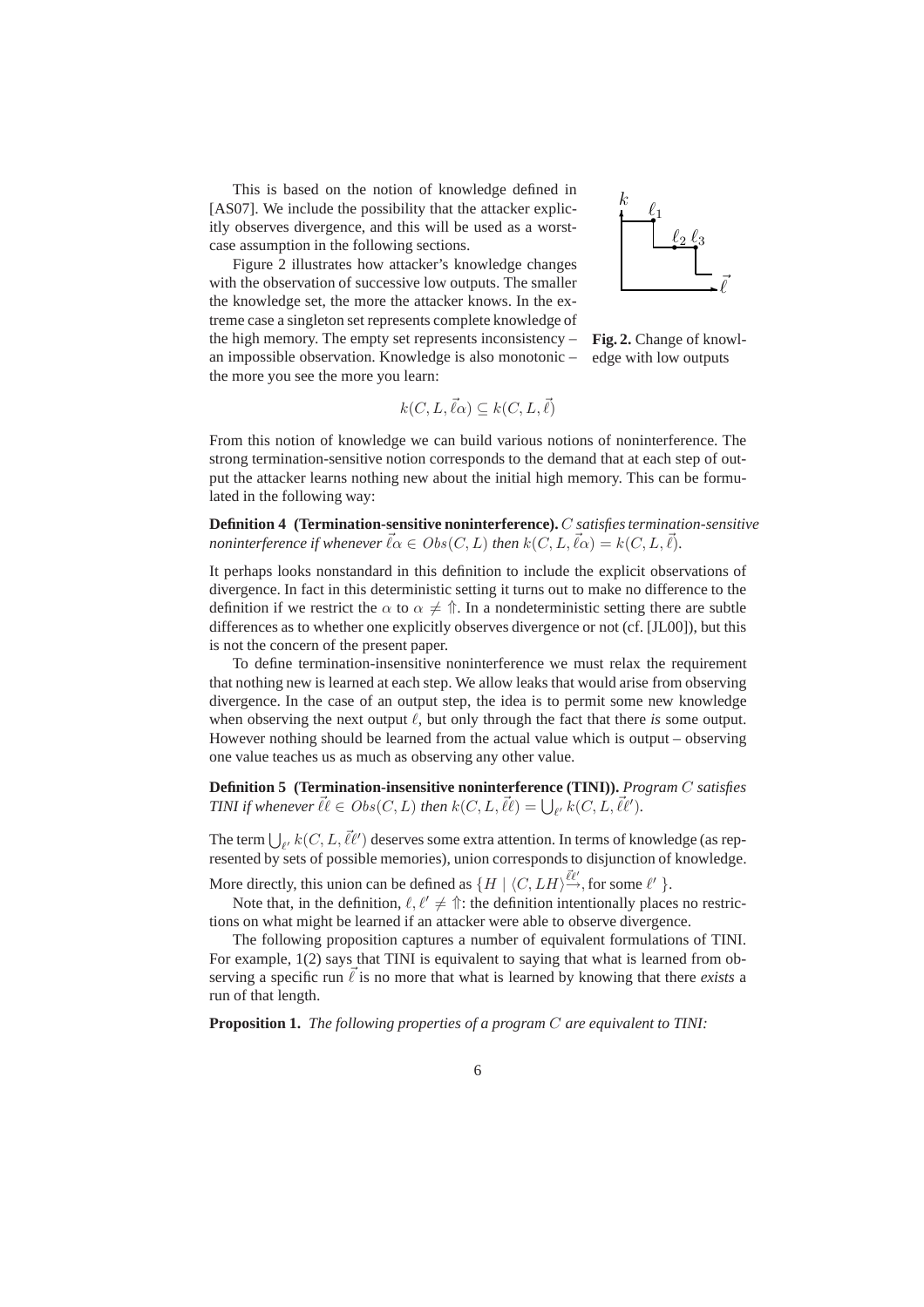This is based on the notion of knowledge defined in [AS07]. We include the possibility that the attacker explicitly observes divergence, and this will be used as a worst-case assumption in the following sections.

Figure 2 illustrates how attacker's knowledge changes with the observation of successive low outputs. The smaller the knowledge set, the more the attacker knows. In the extreme case a singleton set represents complete knowledge of the high memory. The empty set represents inconsistency – an impossible observation. Knowledge is also monotonic – the more you see the more you learn:

**Fig. 2.** Change of knowledge with low outputs

$$k(C, L, \vec{\ell}\alpha) \subseteq k(C, L, \vec{\ell})$$

From this notion of knowledge we can build various notions of noninterference. The strong termination-sensitive notion corresponds to the demand that at each step of output the attacker learns nothing new about the initial high memory. This can be formulated in the following way:

**Definition 4 (Termination-sensitive noninterference).** *$C$ satisfies termination-sensitive noninterference if whenever $\vec{\ell}\alpha \in Obs(C, L)$ then $k(C, L, \vec{\ell}\alpha) = k(C, L, \vec{\ell})$.*

It perhaps looks nonstandard in this definition to include the explicit observations of divergence. In fact in this deterministic setting it turns out to make no difference to the definition if we restrict the $\alpha$ to $\alpha \neq \Uparrow$. In a nondeterministic setting there are subtle differences as to whether one explicitly observes divergence or not (cf. [JL00]), but this is not the concern of the present paper.

To define termination-insensitive noninterference we must relax the requirement that nothing new is learned at each step. We allow leaks that would arise from observing divergence. In the case of an output step, the idea is to permit some new knowledge when observing the next output $\ell$, but only through the fact that there *is* some output. However nothing should be learned from the actual value which is output – observing one value teaches us as much as observing any other value.

**Definition 5 (Termination-insensitive noninterference (TINI)).** *Program $C$ satisfies TINI if whenever $\vec{\ell}\ell \in Obs(C, L)$ then $k(C, L, \vec{\ell}\ell) = \bigcup_{\ell'} k(C, L, \vec{\ell}\ell')$.*

The term $\bigcup_{\ell'} k(C, L, \vec{\ell}\ell')$ deserves some extra attention. In terms of knowledge (as represented by sets of possible memories), union corresponds to disjunction of knowledge. More directly, this union can be defined as $\{H \mid \langle C, LH\rangle \xrightarrow{\vec{\ell}\ell'}, \text{for some } \ell' \}$.

Note that, in the definition, $\ell, \ell' \neq \Uparrow$: the definition intentionally places no restrictions on what might be learned if an attacker were able to observe divergence.

The following proposition captures a number of equivalent formulations of TINI. For example, 1(2) says that TINI is equivalent to saying that what is learned from observing a specific run $\vec{\ell}$ is no more that what is learned by knowing that there *exists* a run of that length.

**Proposition 1.** *The following properties of a program $C$ are equivalent to TINI:*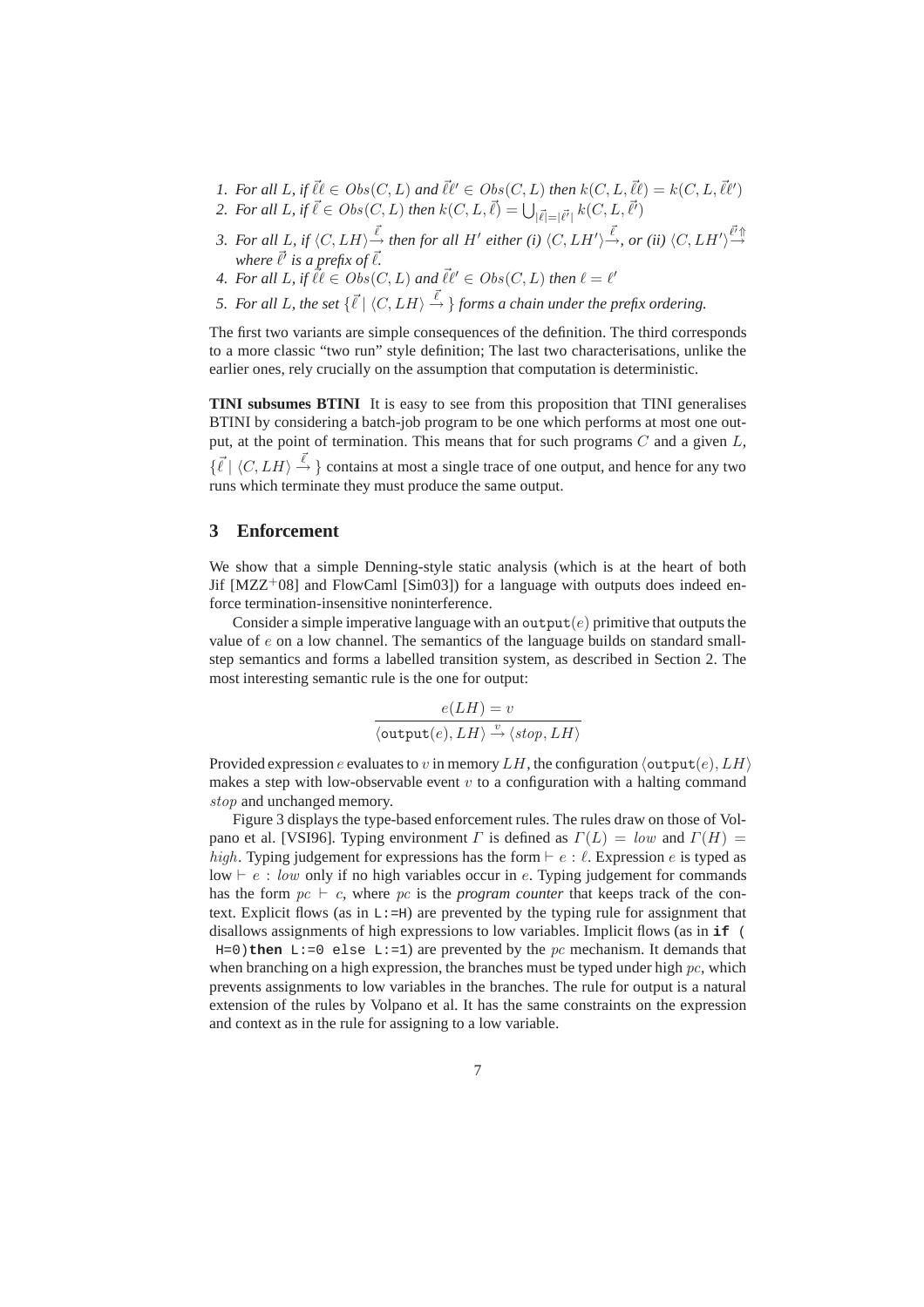1. *For all $L$, if $\vec{\ell}\ell \in Obs(C, L)$ and $\vec{\ell}\ell' \in Obs(C, L)$ then $k(C, L, \vec{\ell}\ell) = k(C, L, \vec{\ell}\ell')$*
2. *For all $L$, if $\vec{\ell} \in Obs(C, L)$ then $k(C, L, \vec{\ell}) = \bigcup_{|\vec{\ell}|=|\vec{\ell'}|} k(C, L, \vec{\ell'})$*
3. *For all $L$, if $\langle C, LH\rangle \xrightarrow{\vec{\ell}}$ then for all $H'$ either (i) $\langle C, LH'\rangle \xrightarrow{\vec{\ell}}$, or (ii) $\langle C, LH'\rangle \xrightarrow{\vec{\ell'}\Uparrow}$ where $\vec{\ell'}$ is a prefix of $\vec{\ell}$.*
4. *For all $L$, if $\vec{\ell}\ell \in Obs(C, L)$ and $\vec{\ell}\ell' \in Obs(C, L)$ then $\ell = \ell'$*
5. *For all $L$, the set $\{\vec{\ell} \mid \langle C, LH\rangle \xrightarrow{\vec{\ell}}\}$ forms a chain under the prefix ordering.*

The first two variants are simple consequences of the definition. The third corresponds to a more classic "two run" style definition; The last two characterisations, unlike the earlier ones, rely crucially on the assumption that computation is deterministic.

**TINI subsumes BTINI** It is easy to see from this proposition that TINI generalises BTINI by considering a batch-job program to be one which performs at most one output, at the point of termination. This means that for such programs $C$ and a given $L$, $\{\vec{\ell} \mid \langle C, LH\rangle \xrightarrow{\vec{\ell}}\}$ contains at most a single trace of one output, and hence for any two runs which terminate they must produce the same output.

## 3 Enforcement

We show that a simple Denning-style static analysis (which is at the heart of both Jif [MZZ+08] and FlowCaml [Sim03]) for a language with outputs does indeed enforce termination-insensitive noninterference.

Consider a simple imperative language with an $\texttt{output}(e)$ primitive that outputs the value of $e$ on a low channel. The semantics of the language builds on standard small-step semantics and forms a labelled transition system, as described in Section 2. The most interesting semantic rule is the one for output:

$$\frac{e(LH) = v}{\langle \texttt{output}(e), LH\rangle \xrightarrow{v} \langle stop, LH\rangle}$$

Provided expression $e$ evaluates to $v$ in memory $LH$, the configuration $\langle \texttt{output}(e), LH\rangle$ makes a step with low-observable event $v$ to a configuration with a halting command $stop$ and unchanged memory.

Figure 3 displays the type-based enforcement rules. The rules draw on those of Volpano et al. [VSI96]. Typing environment $\Gamma$ is defined as $\Gamma(L) = low$ and $\Gamma(H) = high$. Typing judgement for expressions has the form $\vdash e : \ell$. Expression $e$ is typed as low $\vdash e : low$ only if no high variables occur in $e$. Typing judgement for commands has the form $pc \vdash c$, where $pc$ is the *program counter* that keeps track of the context. Explicit flows (as in `L:=H`) are prevented by the typing rule for assignment that disallows assignments of high expressions to low variables. Implicit flows (as in **if** `(H=0)`**then** `L:=0 else L:=1`) are prevented by the $pc$ mechanism. It demands that when branching on a high expression, the branches must be typed under high $pc$, which prevents assignments to low variables in the branches. The rule for output is a natural extension of the rules by Volpano et al. It has the same constraints on the expression and context as in the rule for assigning to a low variable.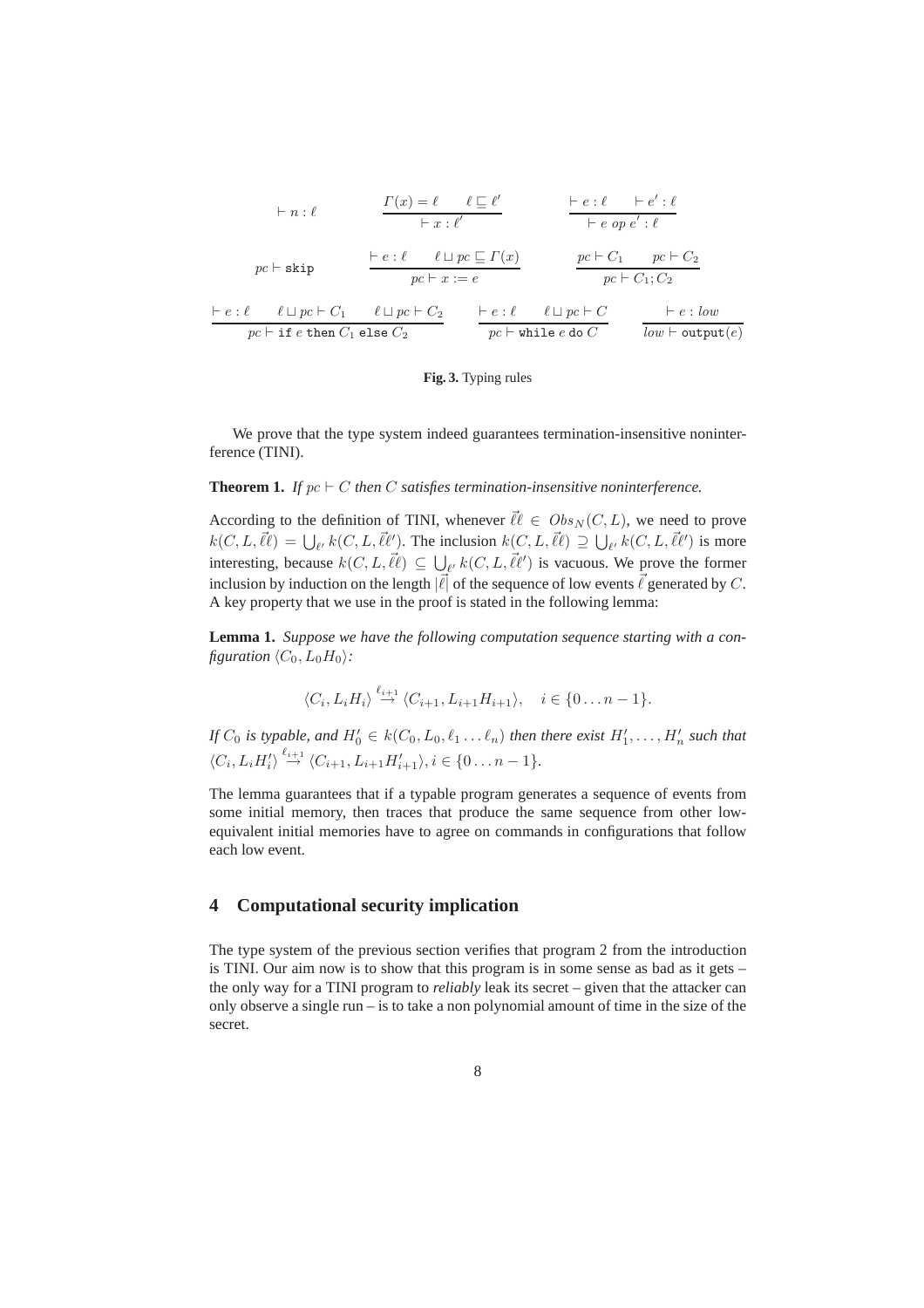$$\vdash n : \ell \qquad \frac{\Gamma(x) = \ell \quad \ell \sqsubseteq \ell'}{\vdash x : \ell'} \qquad \frac{\vdash e : \ell \quad \vdash e' : \ell}{\vdash e \; op \; e' : \ell}$$

$$pc \vdash \texttt{skip} \qquad \frac{\vdash e : \ell \quad \ell \sqcup pc \sqsubseteq \Gamma(x)}{pc \vdash x := e} \qquad \frac{pc \vdash C_1 \quad pc \vdash C_2}{pc \vdash C_1; C_2}$$

$$\frac{\vdash e : \ell \quad \ell \sqcup pc \vdash C_1 \quad \ell \sqcup pc \vdash C_2}{pc \vdash \texttt{if } e \texttt{ then } C_1 \texttt{ else } C_2} \qquad \frac{\vdash e : \ell \quad \ell \sqcup pc \vdash C}{pc \vdash \texttt{while } e \texttt{ do } C} \qquad \frac{\vdash e : low}{low \vdash \texttt{output}(e)}$$

**Fig. 3.** Typing rules

We prove that the type system indeed guarantees termination-insensitive noninterference (TINI).

**Theorem 1.** *If $pc \vdash C$ then $C$ satisfies termination-insensitive noninterference.*

According to the definition of TINI, whenever $\vec{\ell}\ell \in Obs_N(C, L)$, we need to prove $k(C, L, \vec{\ell}\ell) = \bigcup_{\ell'} k(C, L, \vec{\ell}\ell')$. The inclusion $k(C, L, \vec{\ell}\ell) \supseteq \bigcup_{\ell'} k(C, L, \vec{\ell}\ell')$ is more interesting, because $k(C, L, \vec{\ell}\ell) \subseteq \bigcup_{\ell'} k(C, L, \vec{\ell}\ell')$ is vacuous. We prove the former inclusion by induction on the length $|\vec{\ell}|$ of the sequence of low events $\vec{\ell}$ generated by $C$. A key property that we use in the proof is stated in the following lemma:

**Lemma 1.** *Suppose we have the following computation sequence starting with a configuration $\langle C_0, L_0 H_0 \rangle$:*

$$\langle C_i, L_i H_i \rangle \stackrel{\ell_{i+1}}{\rightarrow} \langle C_{i+1}, L_{i+1} H_{i+1} \rangle, \quad i \in \{0 \dots n-1\}.$$

*If $C_0$ is typable, and $H'_0 \in k(C_0, L_0, \ell_1 \dots \ell_n)$ then there exist $H'_1, \dots, H'_n$ such that $\langle C_i, L_i H'_i \rangle \stackrel{\ell_{i+1}}{\rightarrow} \langle C_{i+1}, L_{i+1} H'_{i+1} \rangle, i \in \{0 \dots n-1\}$.*

The lemma guarantees that if a typable program generates a sequence of events from some initial memory, then traces that produce the same sequence from other low-equivalent initial memories have to agree on commands in configurations that follow each low event.

## 4 Computational security implication

The type system of the previous section verifies that program 2 from the introduction is TINI. Our aim now is to show that this program is in some sense as bad as it gets – the only way for a TINI program to *reliably* leak its secret – given that the attacker can only observe a single run – is to take a non polynomial amount of time in the size of the secret.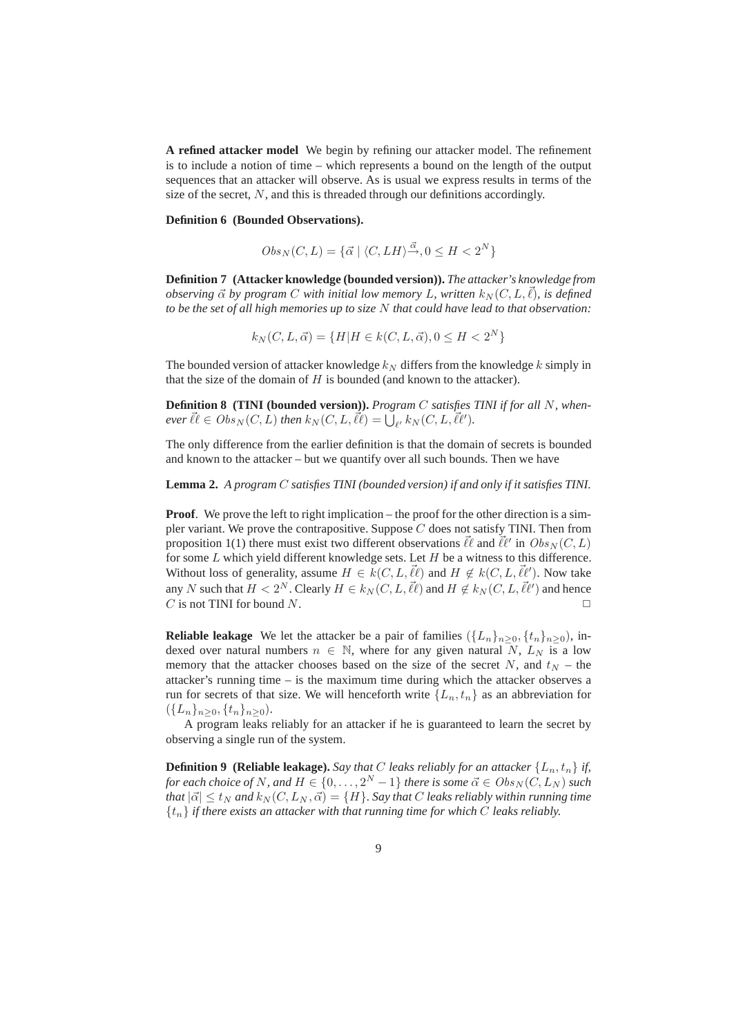**A refined attacker model** We begin by refining our attacker model. The refinement is to include a notion of time – which represents a bound on the length of the output sequences that an attacker will observe. As is usual we express results in terms of the size of the secret, $N$, and this is threaded through our definitions accordingly.

**Definition 6 (Bounded Observations).**

$$Obs_N(C, L) = \{\vec{\alpha} \mid \langle C, LH \rangle \xrightarrow{\vec{\alpha}}, 0 \leq H < 2^N\}$$

**Definition 7 (Attacker knowledge (bounded version)).** *The attacker's knowledge from observing $\vec{\alpha}$ by program $C$ with initial low memory $L$, written $k_N(C, L, \vec{\ell})$, is defined to be the set of all high memories up to size $N$ that could have lead to that observation:*

$$k_N(C, L, \vec{\alpha}) = \{H | H \in k(C, L, \vec{\alpha}), 0 \leq H < 2^N\}$$

The bounded version of attacker knowledge $k_N$ differs from the knowledge $k$ simply in that the size of the domain of $H$ is bounded (and known to the attacker).

**Definition 8 (TINI (bounded version)).** *Program $C$ satisfies TINI if for all $N$, whenever $\vec{\ell}\ell \in Obs_N(C, L)$ then $k_N(C, L, \vec{\ell}\ell) = \bigcup_{\ell'} k_N(C, L, \vec{\ell}\ell')$.*

The only difference from the earlier definition is that the domain of secrets is bounded and known to the attacker – but we quantify over all such bounds. Then we have

**Lemma 2.** *A program $C$ satisfies TINI (bounded version) if and only if it satisfies TINI.*

**Proof**. We prove the left to right implication – the proof for the other direction is a simpler variant. We prove the contrapositive. Suppose $C$ does not satisfy TINI. Then from proposition 1(1) there must exist two different observations $\vec{\ell}\ell$ and $\vec{\ell}\ell'$ in $Obs_N(C, L)$ for some $L$ which yield different knowledge sets. Let $H$ be a witness to this difference. Without loss of generality, assume $H \in k(C, L, \vec{\ell}\ell)$ and $H \notin k(C, L, \vec{\ell}\ell')$. Now take any $N$ such that $H < 2^N$. Clearly $H \in k_N(C, L, \vec{\ell}\ell)$ and $H \notin k_N(C, L, \vec{\ell}\ell')$ and hence $C$ is not TINI for bound $N$. $\square$

**Reliable leakage** We let the attacker be a pair of families $(\{L_n\}_{n \geq 0}, \{t_n\}_{n \geq 0})$, indexed over natural numbers $n \in \mathbb{N}$, where for any given natural $N$, $L_N$ is a low memory that the attacker chooses based on the size of the secret $N$, and $t_N$ – the attacker's running time – is the maximum time during which the attacker observes a run for secrets of that size. We will henceforth write $\{L_n, t_n\}$ as an abbreviation for $(\{L_n\}_{n \geq 0}, \{t_n\}_{n \geq 0})$.

A program leaks reliably for an attacker if he is guaranteed to learn the secret by observing a single run of the system.

**Definition 9 (Reliable leakage).** *Say that $C$ leaks reliably for an attacker $\{L_n, t_n\}$ if, for each choice of $N$, and $H \in \{0, \ldots, 2^N - 1\}$ there is some $\vec{\alpha} \in Obs_N(C, L_N)$ such that $|\vec{\alpha}| \leq t_N$ and $k_N(C, L_N, \vec{\alpha}) = \{H\}$. Say that $C$ leaks reliably within running time $\{t_n\}$ if there exists an attacker with that running time for which $C$ leaks reliably.*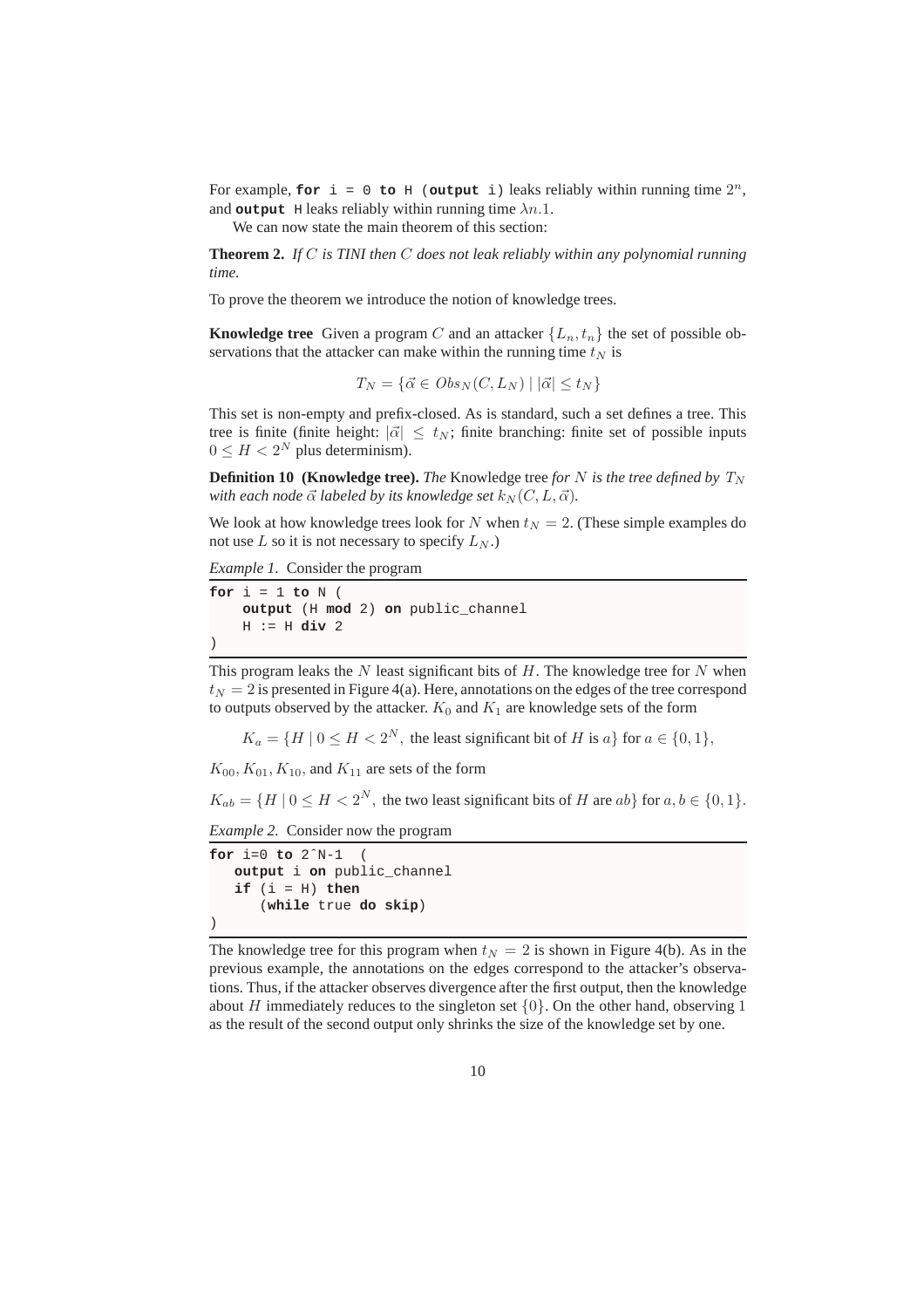For example, `for i = 0 to H (output i)` leaks reliably within running time $2^n$, and `output H` leaks reliably within running time $\lambda n.1$.

We can now state the main theorem of this section:

**Theorem 2.** *If $C$ is TINI then $C$ does not leak reliably within any polynomial running time.*

To prove the theorem we introduce the notion of knowledge trees.

**Knowledge tree** Given a program $C$ and an attacker $\{L_n, t_n\}$ the set of possible observations that the attacker can make within the running time $t_N$ is

$$T_N = \{\vec{\alpha} \in Obs_N(C, L_N) \mid |\vec{\alpha}| \leq t_N\}$$

This set is non-empty and prefix-closed. As is standard, such a set defines a tree. This tree is finite (finite height: $|\vec{\alpha}| \leq t_N$; finite branching: finite set of possible inputs $0 \leq H < 2^N$ plus determinism).

**Definition 10 (Knowledge tree).** *The* Knowledge tree *for $N$ is the tree defined by $T_N$ with each node $\vec{\alpha}$ labeled by its knowledge set $k_N(C, L, \vec{\alpha})$.*

We look at how knowledge trees look for $N$ when $t_N = 2$. (These simple examples do not use $L$ so it is not necessary to specify $L_N$.)

*Example 1.* Consider the program

```
for i = 1 to N (
    output (H mod 2) on public_channel
    H := H div 2
)
```

This program leaks the $N$ least significant bits of $H$. The knowledge tree for $N$ when $t_N = 2$ is presented in Figure 4(a). Here, annotations on the edges of the tree correspond to outputs observed by the attacker. $K_0$ and $K_1$ are knowledge sets of the form

$$K_a = \{H \mid 0 \leq H < 2^N, \text{ the least significant bit of } H \text{ is } a\} \text{ for } a \in \{0, 1\},$$

$K_{00}, K_{01}, K_{10}$, and $K_{11}$ are sets of the form

$$K_{ab} = \{H \mid 0 \leq H < 2^N, \text{ the two least significant bits of } H \text{ are } ab\} \text{ for } a, b \in \{0, 1\}.$$

*Example 2.* Consider now the program

```
for i=0 to 2^N-1  (
   output i on public_channel
   if (i = H) then
      (while true do skip)
)
```

The knowledge tree for this program when $t_N = 2$ is shown in Figure 4(b). As in the previous example, the annotations on the edges correspond to the attacker's observations. Thus, if the attacker observes divergence after the first output, then the knowledge about $H$ immediately reduces to the singleton set $\{0\}$. On the other hand, observing $1$ as the result of the second output only shrinks the size of the knowledge set by one.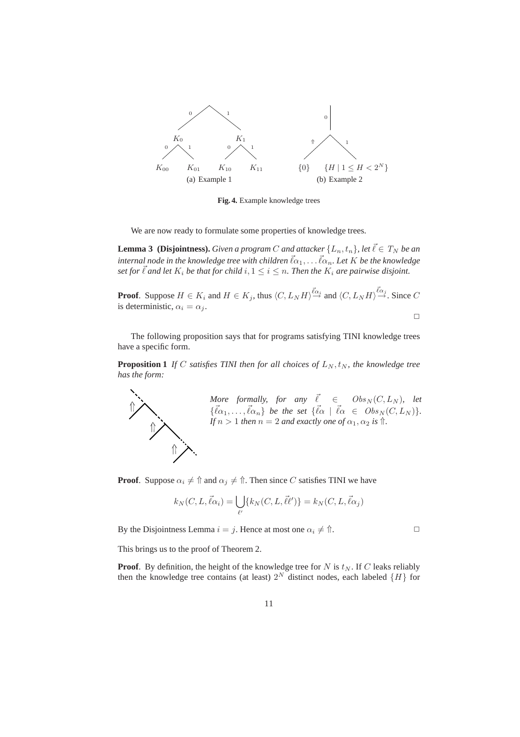(a) Example 1　　　(b) Example 2

**Fig. 4.** Example knowledge trees

We are now ready to formulate some properties of knowledge trees.

**Lemma 3 (Disjointness).** *Given a program $C$ and attacker $\{L_n, t_n\}$, let $\vec{\ell} \in T_N$ be an internal node in the knowledge tree with children $\vec{\ell}\alpha_1, \ldots \vec{\ell}\alpha_n$. Let $K$ be the knowledge set for $\vec{\ell}$ and let $K_i$ be that for child $i, 1 \leq i \leq n$. Then the $K_i$ are pairwise disjoint.*

**Proof**. Suppose $H \in K_i$ and $H \in K_j$, thus $\langle C, L_N H\rangle \overset{\vec{\ell}\alpha_i}{\rightarrow}$ and $\langle C, L_N H\rangle \overset{\vec{\ell}\alpha_j}{\rightarrow}$. Since $C$ is deterministic, $\alpha_i = \alpha_j$.

□

The following proposition says that for programs satisfying TINI knowledge trees have a specific form.

**Proposition 1** *If $C$ satisfies TINI then for all choices of $L_N, t_N$, the knowledge tree has the form:*

*More formally, for any $\vec{\ell} \in Obs_N(C, L_N)$, let $\{\vec{\ell}\alpha_1, \ldots, \vec{\ell}\alpha_n\}$ be the set $\{\vec{\ell}\alpha \mid \vec{\ell}\alpha \in Obs_N(C, L_N)\}$. If $n > 1$ then $n = 2$ and exactly one of $\alpha_1, \alpha_2$ is $\Uparrow$.*

**Proof**. Suppose $\alpha_i \neq \Uparrow$ and $\alpha_j \neq \Uparrow$. Then since $C$ satisfies TINI we have

$$k_N(C, L, \vec{\ell}\alpha_i) = \bigcup_{\ell'} \{k_N(C, L, \vec{\ell}\ell')\} = k_N(C, L, \vec{\ell}\alpha_j)$$

By the Disjointness Lemma $i = j$. Hence at most one $\alpha_i \neq \Uparrow$. □

This brings us to the proof of Theorem 2.

**Proof**. By definition, the height of the knowledge tree for $N$ is $t_N$. If $C$ leaks reliably then the knowledge tree contains (at least) $2^N$ distinct nodes, each labeled $\{H\}$ for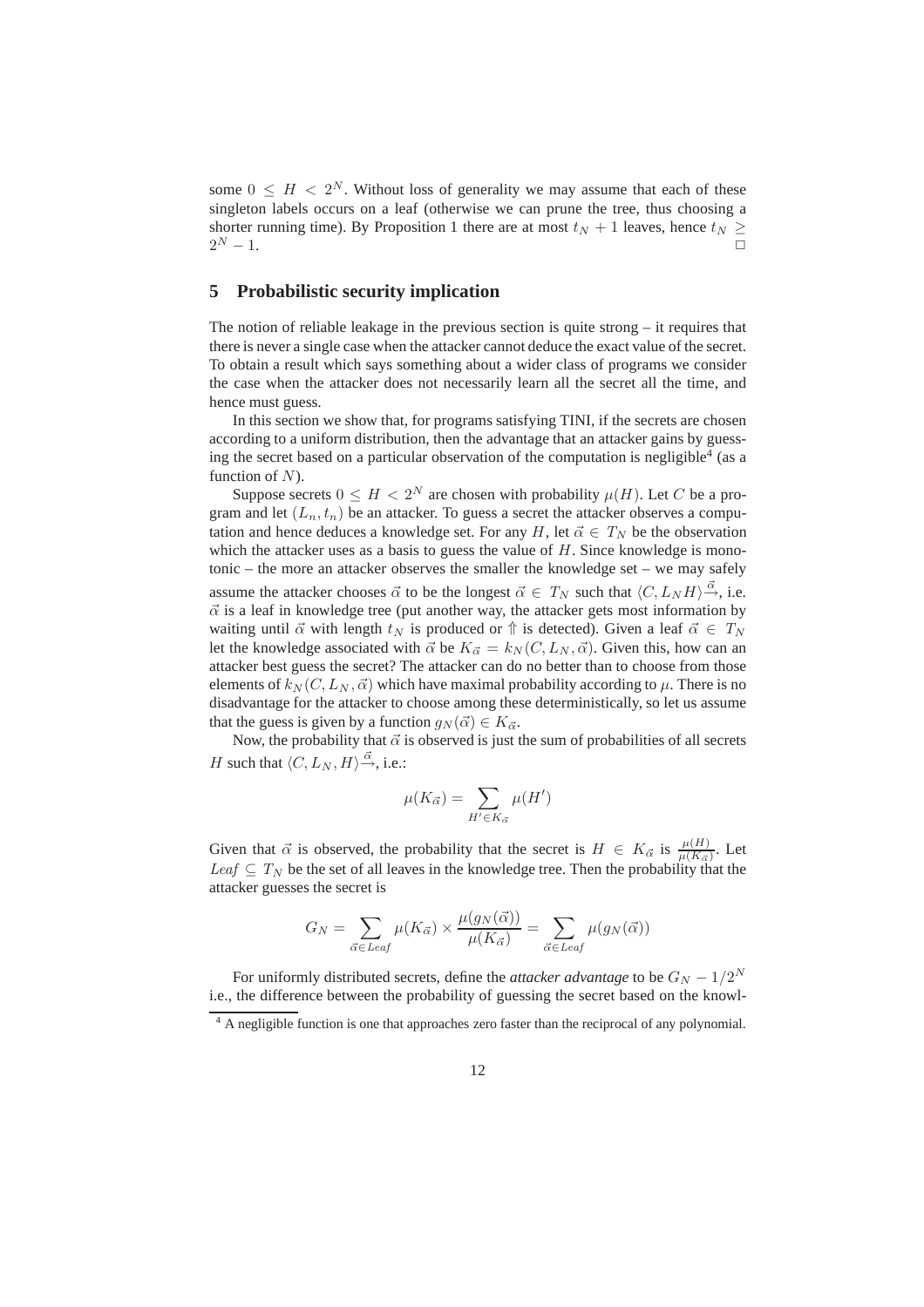some $0 \leq H < 2^N$. Without loss of generality we may assume that each of these singleton labels occurs on a leaf (otherwise we can prune the tree, thus choosing a shorter running time). By Proposition 1 there are at most $t_N + 1$ leaves, hence $t_N \geq 2^N - 1$. □

## 5 Probabilistic security implication

The notion of reliable leakage in the previous section is quite strong – it requires that there is never a single case when the attacker cannot deduce the exact value of the secret. To obtain a result which says something about a wider class of programs we consider the case when the attacker does not necessarily learn all the secret all the time, and hence must guess.

In this section we show that, for programs satisfying TINI, if the secrets are chosen according to a uniform distribution, then the advantage that an attacker gains by guessing the secret based on a particular observation of the computation is negligible[4] (as a function of $N$).

Suppose secrets $0 \leq H < 2^N$ are chosen with probability $\mu(H)$. Let $C$ be a program and let $(L_n, t_n)$ be an attacker. To guess a secret the attacker observes a computation and hence deduces a knowledge set. For any $H$, let $\vec{\alpha} \in T_N$ be the observation which the attacker uses as a basis to guess the value of $H$. Since knowledge is monotonic – the more an attacker observes the smaller the knowledge set – we may safely assume the attacker chooses $\vec{\alpha}$ to be the longest $\vec{\alpha} \in T_N$ such that $\langle C, L_N H\rangle \stackrel{\vec{\alpha}}{\rightarrow}$, i.e. $\vec{\alpha}$ is a leaf in knowledge tree (put another way, the attacker gets most information by waiting until $\vec{\alpha}$ with length $t_N$ is produced or $\Uparrow$ is detected). Given a leaf $\vec{\alpha} \in T_N$ let the knowledge associated with $\vec{\alpha}$ be $K_{\vec{\alpha}} = k_N(C, L_N, \vec{\alpha})$. Given this, how can an attacker best guess the secret? The attacker can do no better than to choose from those elements of $k_N(C, L_N, \vec{\alpha})$ which have maximal probability according to $\mu$. There is no disadvantage for the attacker to choose among these deterministically, so let us assume that the guess is given by a function $g_N(\vec{\alpha}) \in K_{\vec{\alpha}}$.

Now, the probability that $\vec{\alpha}$ is observed is just the sum of probabilities of all secrets $H$ such that $\langle C, L_N, H\rangle \stackrel{\vec{\alpha}}{\rightarrow}$, i.e.:

$$\mu(K_{\vec{\alpha}}) = \sum_{H' \in K_{\vec{\alpha}}} \mu(H')$$

Given that $\vec{\alpha}$ is observed, the probability that the secret is $H \in K_{\vec{\alpha}}$ is $\frac{\mu(H)}{\mu(K_{\vec{\alpha}})}$. Let $Leaf \subseteq T_N$ be the set of all leaves in the knowledge tree. Then the probability that the attacker guesses the secret is

$$G_N = \sum_{\vec{\alpha} \in Leaf} \mu(K_{\vec{\alpha}}) \times \frac{\mu(g_N(\vec{\alpha}))}{\mu(K_{\vec{\alpha}})} = \sum_{\vec{\alpha} \in Leaf} \mu(g_N(\vec{\alpha}))$$

For uniformly distributed secrets, define the *attacker advantage* to be $G_N - 1/2^N$ i.e., the difference between the probability of guessing the secret based on the knowl-

[4] A negligible function is one that approaches zero faster than the reciprocal of any polynomial.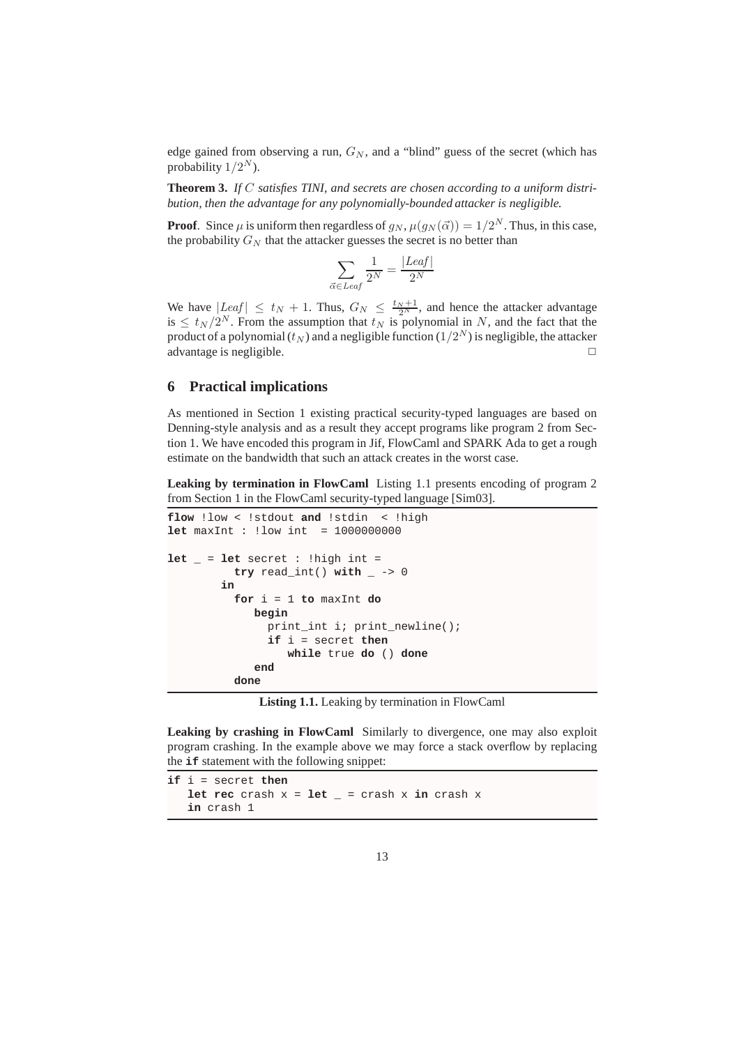edge gained from observing a run, $G_N$, and a "blind" guess of the secret (which has probability $1/2^N$).

**Theorem 3.** *If $C$ satisfies TINI, and secrets are chosen according to a uniform distribution, then the advantage for any polynomially-bounded attacker is negligible.*

**Proof**. Since $\mu$ is uniform then regardless of $g_N$, $\mu(g_N(\vec{\alpha})) = 1/2^N$. Thus, in this case, the probability $G_N$ that the attacker guesses the secret is no better than

$$\sum_{\vec{\alpha} \in Leaf} \frac{1}{2^N} = \frac{|Leaf|}{2^N}$$

We have $|Leaf| \leq t_N + 1$. Thus, $G_N \leq \frac{t_N+1}{2^N}$, and hence the attacker advantage is $\leq t_N/2^N$. From the assumption that $t_N$ is polynomial in $N$, and the fact that the product of a polynomial ($t_N$) and a negligible function ($1/2^N$) is negligible, the attacker advantage is negligible. □

## 6 Practical implications

As mentioned in Section 1 existing practical security-typed languages are based on Denning-style analysis and as a result they accept programs like program 2 from Section 1. We have encoded this program in Jif, FlowCaml and SPARK Ada to get a rough estimate on the bandwidth that such an attack creates in the worst case.

**Leaking by termination in FlowCaml** Listing 1.1 presents encoding of program 2 from Section 1 in the FlowCaml security-typed language [Sim03].

```
flow !low < !stdout and !stdin  < !high
let maxInt : !low int  = 1000000000

let _ = let secret : !high int =
          try read_int() with _ -> 0
        in
          for i = 1 to maxInt do
             begin
               print_int i; print_newline();
               if i = secret then
                  while true do () done
             end
          done
```

**Listing 1.1.** Leaking by termination in FlowCaml

**Leaking by crashing in FlowCaml** Similarly to divergence, one may also exploit program crashing. In the example above we may force a stack overflow by replacing the **if** statement with the following snippet:

```
if i = secret then
   let rec crash x = let _ = crash x in crash x
   in crash 1
```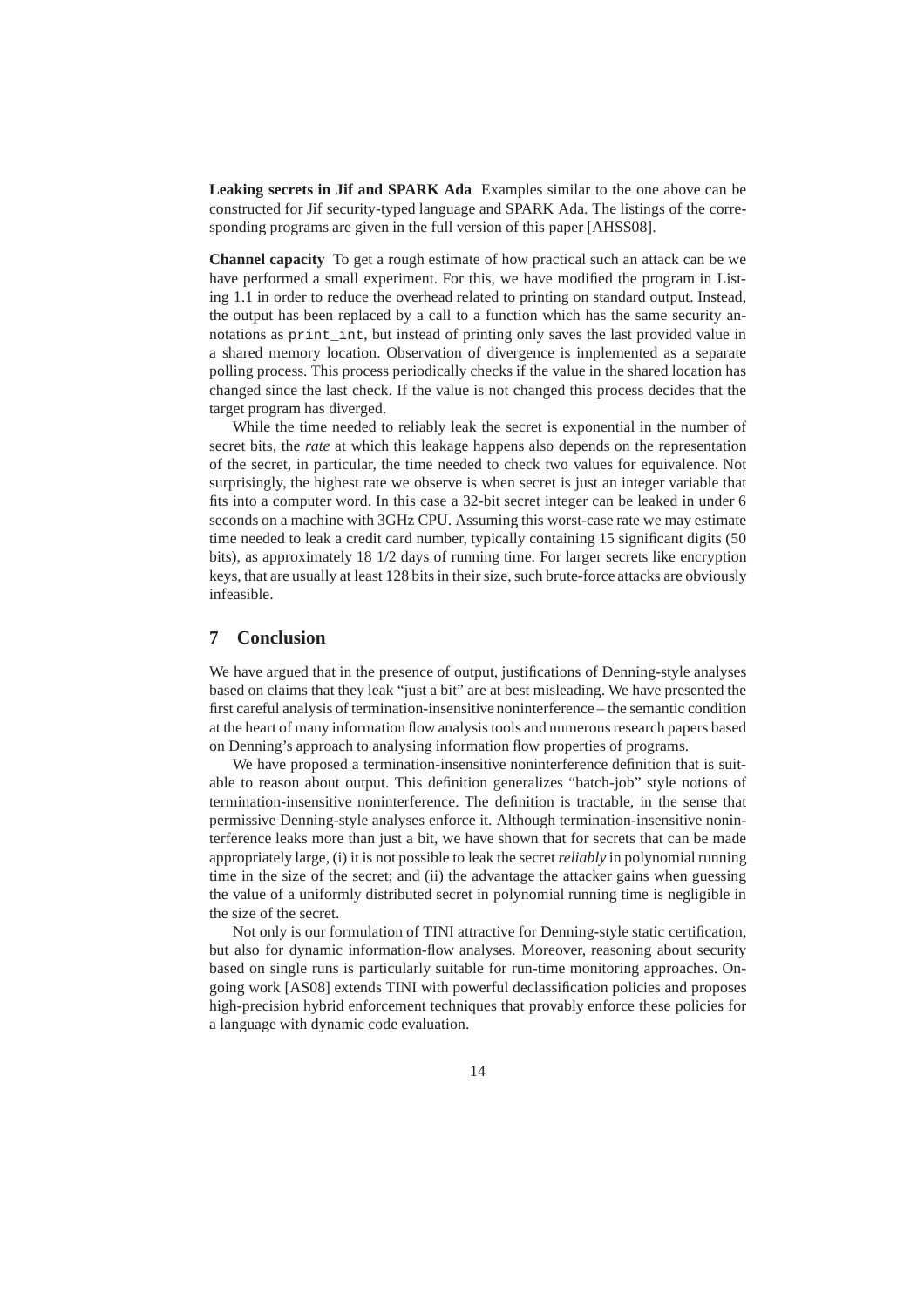**Leaking secrets in Jif and SPARK Ada** Examples similar to the one above can be constructed for Jif security-typed language and SPARK Ada. The listings of the corresponding programs are given in the full version of this paper [AHSS08].

**Channel capacity** To get a rough estimate of how practical such an attack can be we have performed a small experiment. For this, we have modified the program in Listing 1.1 in order to reduce the overhead related to printing on standard output. Instead, the output has been replaced by a call to a function which has the same security annotations as `print_int`, but instead of printing only saves the last provided value in a shared memory location. Observation of divergence is implemented as a separate polling process. This process periodically checks if the value in the shared location has changed since the last check. If the value is not changed this process decides that the target program has diverged.

While the time needed to reliably leak the secret is exponential in the number of secret bits, the *rate* at which this leakage happens also depends on the representation of the secret, in particular, the time needed to check two values for equivalence. Not surprisingly, the highest rate we observe is when secret is just an integer variable that fits into a computer word. In this case a 32-bit secret integer can be leaked in under 6 seconds on a machine with 3GHz CPU. Assuming this worst-case rate we may estimate time needed to leak a credit card number, typically containing 15 significant digits (50 bits), as approximately 18 1/2 days of running time. For larger secrets like encryption keys, that are usually at least 128 bits in their size, such brute-force attacks are obviously infeasible.

## 7 Conclusion

We have argued that in the presence of output, justifications of Denning-style analyses based on claims that they leak "just a bit" are at best misleading. We have presented the first careful analysis of termination-insensitive noninterference – the semantic condition at the heart of many information flow analysis tools and numerous research papers based on Denning's approach to analysing information flow properties of programs.

We have proposed a termination-insensitive noninterference definition that is suitable to reason about output. This definition generalizes "batch-job" style notions of termination-insensitive noninterference. The definition is tractable, in the sense that permissive Denning-style analyses enforce it. Although termination-insensitive noninterference leaks more than just a bit, we have shown that for secrets that can be made appropriately large, (i) it is not possible to leak the secret *reliably* in polynomial running time in the size of the secret; and (ii) the advantage the attacker gains when guessing the value of a uniformly distributed secret in polynomial running time is negligible in the size of the secret.

Not only is our formulation of TINI attractive for Denning-style static certification, but also for dynamic information-flow analyses. Moreover, reasoning about security based on single runs is particularly suitable for run-time monitoring approaches. Ongoing work [AS08] extends TINI with powerful declassification policies and proposes high-precision hybrid enforcement techniques that provably enforce these policies for a language with dynamic code evaluation.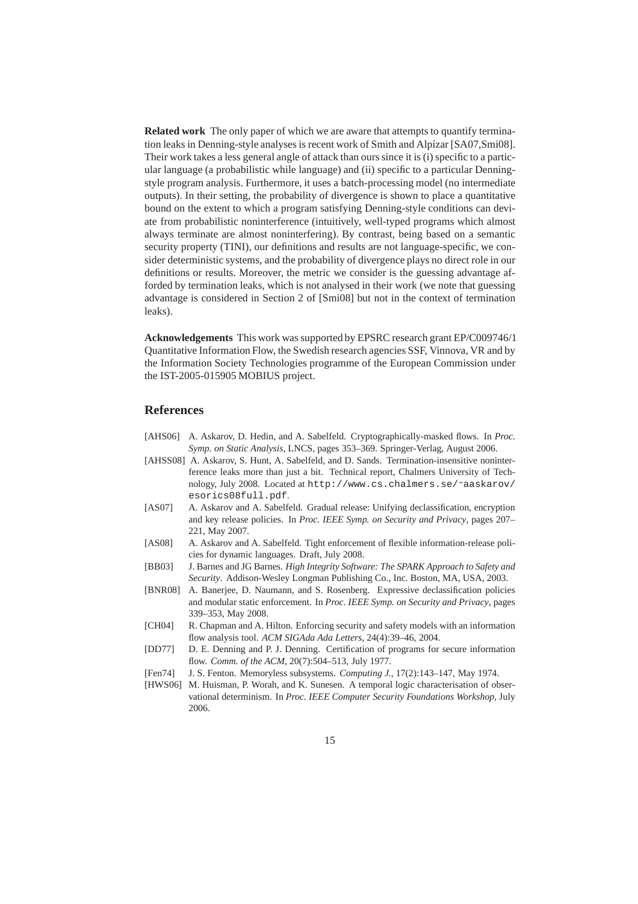**Related work** The only paper of which we are aware that attempts to quantify termination leaks in Denning-style analyses is recent work of Smith and Alpízar [SA07,Smi08]. Their work takes a less general angle of attack than ours since it is (i) specific to a particular language (a probabilistic while language) and (ii) specific to a particular Denning-style program analysis. Furthermore, it uses a batch-processing model (no intermediate outputs). In their setting, the probability of divergence is shown to place a quantitative bound on the extent to which a program satisfying Denning-style conditions can deviate from probabilistic noninterference (intuitively, well-typed programs which almost always terminate are almost noninterfering). By contrast, being based on a semantic security property (TINI), our definitions and results are not language-specific, we consider deterministic systems, and the probability of divergence plays no direct role in our definitions or results. Moreover, the metric we consider is the guessing advantage afforded by termination leaks, which is not analysed in their work (we note that guessing advantage is considered in Section 2 of [Smi08] but not in the context of termination leaks).

**Acknowledgements** This work was supported by EPSRC research grant EP/C009746/1 Quantitative Information Flow, the Swedish research agencies SSF, Vinnova, VR and by the Information Society Technologies programme of the European Commission under the IST-2005-015905 MOBIUS project.

## References

[AHS06] A. Askarov, D. Hedin, and A. Sabelfeld. Cryptographically-masked flows. In *Proc. Symp. on Static Analysis*, LNCS, pages 353–369. Springer-Verlag, August 2006.

[AHSS08] A. Askarov, S. Hunt, A. Sabelfeld, and D. Sands. Termination-insensitive noninterference leaks more than just a bit. Technical report, Chalmers University of Technology, July 2008. Located at `http://www.cs.chalmers.se/~aaskarov/esorics08full.pdf`.

[AS07] A. Askarov and A. Sabelfeld. Gradual release: Unifying declassification, encryption and key release policies. In *Proc. IEEE Symp. on Security and Privacy*, pages 207–221, May 2007.

[AS08] A. Askarov and A. Sabelfeld. Tight enforcement of flexible information-release policies for dynamic languages. Draft, July 2008.

[BB03] J. Barnes and JG Barnes. *High Integrity Software: The SPARK Approach to Safety and Security*. Addison-Wesley Longman Publishing Co., Inc. Boston, MA, USA, 2003.

[BNR08] A. Banerjee, D. Naumann, and S. Rosenberg. Expressive declassification policies and modular static enforcement. In *Proc. IEEE Symp. on Security and Privacy*, pages 339–353, May 2008.

[CH04] R. Chapman and A. Hilton. Enforcing security and safety models with an information flow analysis tool. *ACM SIGAda Ada Letters*, 24(4):39–46, 2004.

[DD77] D. E. Denning and P. J. Denning. Certification of programs for secure information flow. *Comm. of the ACM*, 20(7):504–513, July 1977.

[Fen74] J. S. Fenton. Memoryless subsystems. *Computing J.*, 17(2):143–147, May 1974.

[HWS06] M. Huisman, P. Worah, and K. Sunesen. A temporal logic characterisation of observational determinism. In *Proc. IEEE Computer Security Foundations Workshop*, July 2006.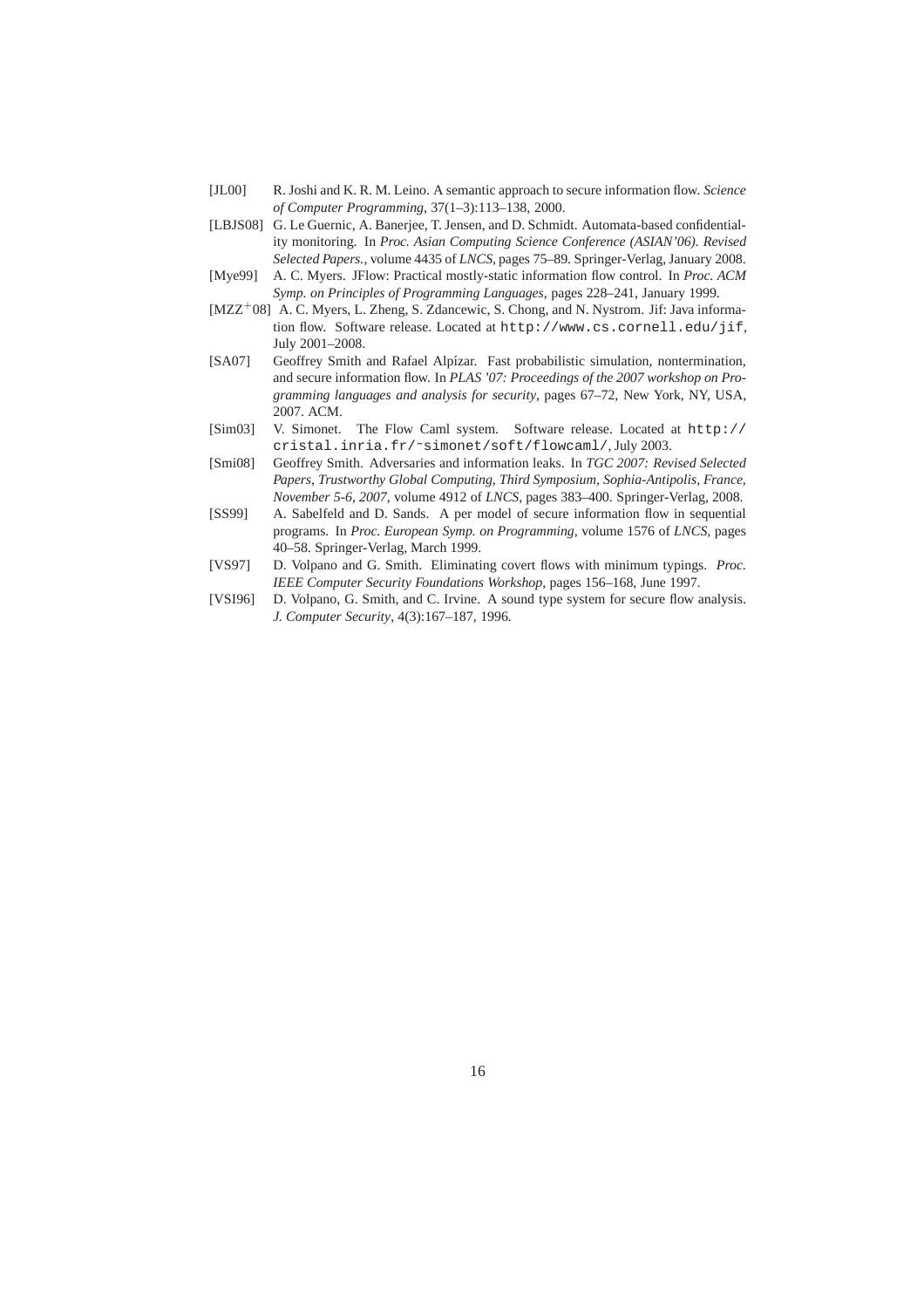[JL00] R. Joshi and K. R. M. Leino. A semantic approach to secure information flow. *Science of Computer Programming*, 37(1–3):113–138, 2000.

[LBJS08] G. Le Guernic, A. Banerjee, T. Jensen, and D. Schmidt. Automata-based confidentiality monitoring. In *Proc. Asian Computing Science Conference (ASIAN'06). Revised Selected Papers.*, volume 4435 of *LNCS*, pages 75–89. Springer-Verlag, January 2008.

[Mye99] A. C. Myers. JFlow: Practical mostly-static information flow control. In *Proc. ACM Symp. on Principles of Programming Languages*, pages 228–241, January 1999.

[MZZ+08] A. C. Myers, L. Zheng, S. Zdancewic, S. Chong, and N. Nystrom. Jif: Java information flow. Software release. Located at `http://www.cs.cornell.edu/jif`, July 2001–2008.

[SA07] Geoffrey Smith and Rafael Alpízar. Fast probabilistic simulation, nontermination, and secure information flow. In *PLAS '07: Proceedings of the 2007 workshop on Programming languages and analysis for security*, pages 67–72, New York, NY, USA, 2007. ACM.

[Sim03] V. Simonet. The Flow Caml system. Software release. Located at `http://cristal.inria.fr/~simonet/soft/flowcaml/`, July 2003.

[Smi08] Geoffrey Smith. Adversaries and information leaks. In *TGC 2007: Revised Selected Papers, Trustworthy Global Computing, Third Symposium, Sophia-Antipolis, France, November 5-6, 2007*, volume 4912 of *LNCS*, pages 383–400. Springer-Verlag, 2008.

[SS99] A. Sabelfeld and D. Sands. A per model of secure information flow in sequential programs. In *Proc. European Symp. on Programming*, volume 1576 of *LNCS*, pages 40–58. Springer-Verlag, March 1999.

[VS97] D. Volpano and G. Smith. Eliminating covert flows with minimum typings. *Proc. IEEE Computer Security Foundations Workshop*, pages 156–168, June 1997.

[VSI96] D. Volpano, G. Smith, and C. Irvine. A sound type system for secure flow analysis. *J. Computer Security*, 4(3):167–187, 1996.